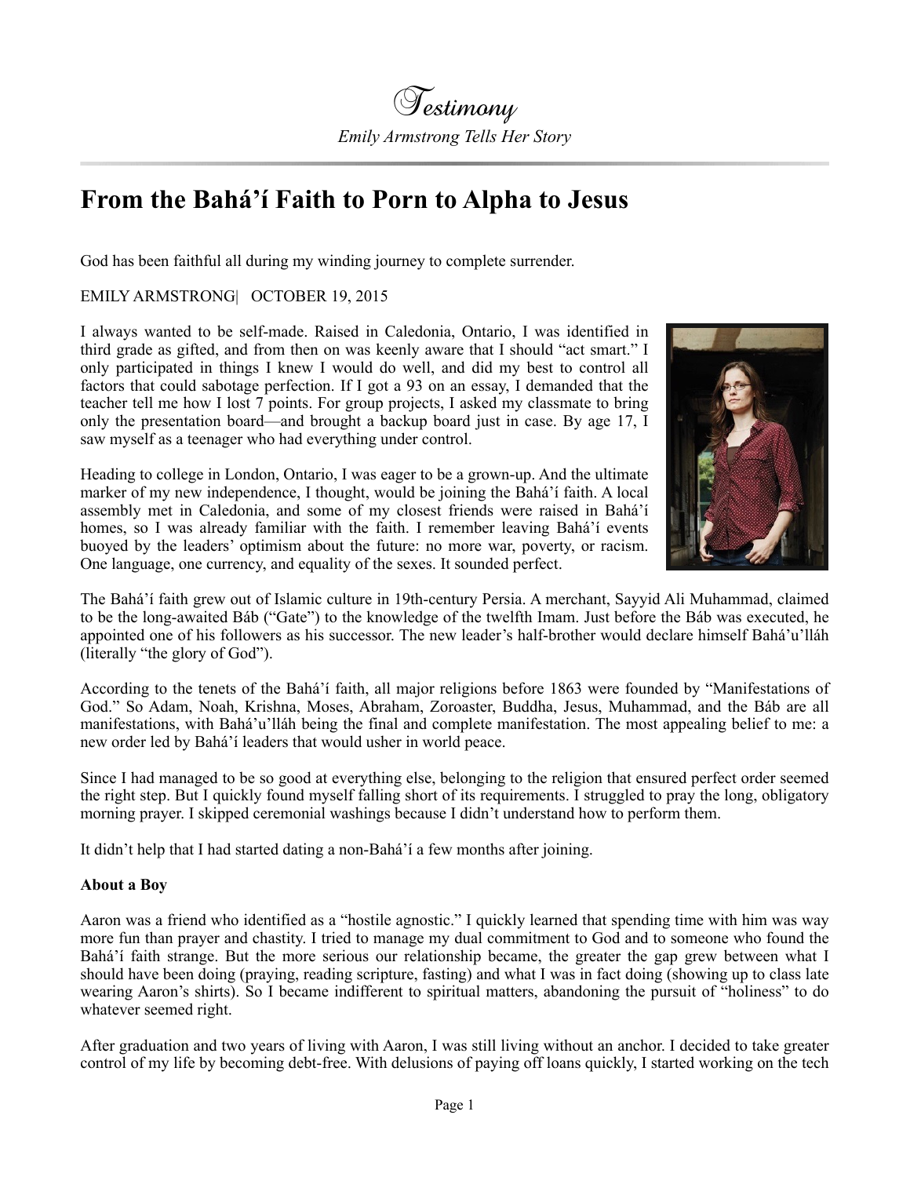# Testimony

*Emily Armstrong Tells Her Story*

## From the Bahá'í Faith to Porn to Alpha to Jesus

God has been faithful all during my winding journey to complete surrender.

EMILY ARMSTRONG| OCTOBER 19, 2015

I always wanted to be self-made. Raised in Caledonia, Ontario, I was identified in third grade as gifted, and from then on was keenly aware that I should "act smart." I only participated in things I knew I would do well, and did my best to control all factors that could sabotage perfection. If I got a 93 on an essay, I demanded that the teacher tell me how I lost 7 points. For group projects, I asked my classmate to bring only the presentation board—and brought a backup board just in case. By age 17, I saw myself as a teenager who had everything under control.

Heading to college in London, Ontario, I was eager to be a grown-up. And the ultimate marker of my new independence, I thought, would be joining the Bahá'í faith. A local assembly met in Caledonia, and some of my closest friends were raised in Bahá'í homes, so I was already familiar with the faith. I remember leaving Bahá'í events buoyed by the leaders' optimism about the future: no more war, poverty, or racism. One language, one currency, and equality of the sexes. It sounded perfect.

The Bahá'í faith grew out of Islamic culture in 19th-century Persia. A merchant, Sayyid Ali Muhammad, claimed to be the long-awaited Báb ("Gate") to the knowledge of the twelfth Imam. Just before the Báb was executed, he appointed one of his followers as his successor. The new leader's half-brother would declare himself Bahá'u'lláh (literally "the glory of God").

According to the tenets of the Bahá'í faith, all major religions before 1863 were founded by "Manifestations of God." So Adam, Noah, Krishna, Moses, Abraham, Zoroaster, Buddha, Jesus, Muhammad, and the Báb are all manifestations, with Bahá'u'lláh being the final and complete manifestation. The most appealing belief to me: a new order led by Bahá'í leaders that would usher in world peace.

Since I had managed to be so good at everything else, belonging to the religion that ensured perfect order seemed the right step. But I quickly found myself falling short of its requirements. I struggled to pray the long, obligatory morning prayer. I skipped ceremonial washings because I didn't understand how to perform them.

It didn't help that I had started dating a non-Bahá'í a few months after joining.

**About a Boy**

Aaron was a friend who identified as a "hostile agnostic." I quickly learned that spending time with him was way more fun than prayer and chastity. I tried to manage my dual commitment to God and to someone who found the Bahá'í faith strange. But the more serious our relationship became, the greater the gap grew between what I should have been doing (praying, reading scripture, fasting) and what I was in fact doing (showing up to class late wearing Aaron's shirts). So I became indifferent to spiritual matters, abandoning the pursuit of "holiness" to do whatever seemed right.

After graduation and two years of living with Aaron, I was still living without an anchor. I decided to take greater control of my life by becoming debt-free. With delusions of paying off loans quickly, I started working on the tech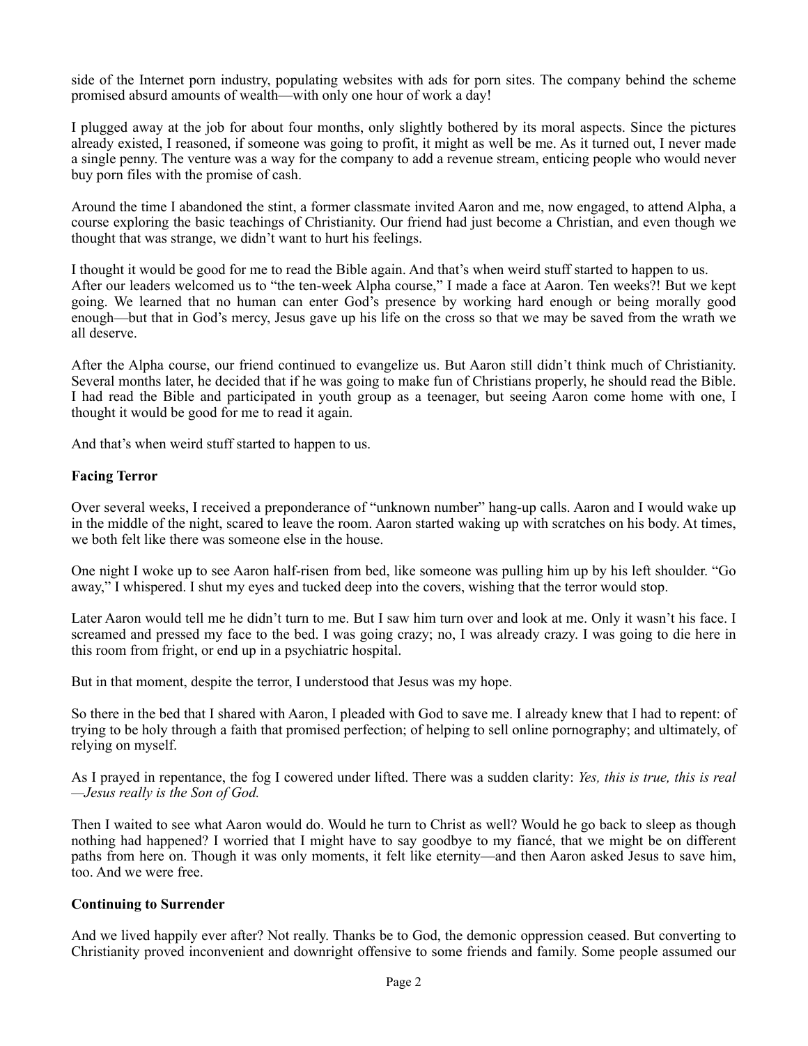side of the Internet porn industry, populating websites with ads for porn sites. The company behind the scheme promised absurd amounts of wealth—with only one hour of work a day!

I plugged away at the job for about four months, only slightly bothered by its moral aspects. Since the pictures already existed, I reasoned, if someone was going to profit, it might as well be me. As it turned out, I never made a single penny. The venture was a way for the company to add a revenue stream, enticing people who would never buy porn files with the promise of cash.

Around the time I abandoned the stint, a former classmate invited Aaron and me, now engaged, to attend Alpha, a course exploring the basic teachings of Christianity. Our friend had just become a Christian, and even though we thought that was strange, we didn't want to hurt his feelings.

I thought it would be good for me to read the Bible again. And that's when weird stuff started to happen to us. After our leaders welcomed us to "the ten-week Alpha course," I made a face at Aaron. Ten weeks?! But we kept going. We learned that no human can enter God's presence by working hard enough or being morally good enough—but that in God's mercy, Jesus gave up his life on the cross so that we may be saved from the wrath we all deserve.

After the Alpha course, our friend continued to evangelize us. But Aaron still didn't think much of Christianity. Several months later, he decided that if he was going to make fun of Christians properly, he should read the Bible. I had read the Bible and participated in youth group as a teenager, but seeing Aaron come home with one, I thought it would be good for me to read it again.

And that's when weird stuff started to happen to us.

**Facing Terror**

Over several weeks, I received a preponderance of "unknown number" hang-up calls. Aaron and I would wake up in the middle of the night, scared to leave the room. Aaron started waking up with scratches on his body. At times, we both felt like there was someone else in the house.

One night I woke up to see Aaron half-risen from bed, like someone was pulling him up by his left shoulder. "Go away," I whispered. I shut my eyes and tucked deep into the covers, wishing that the terror would stop.

Later Aaron would tell me he didn't turn to me. But I saw him turn over and look at me. Only it wasn't his face. I screamed and pressed my face to the bed. I was going crazy; no, I was already crazy. I was going to die here in this room from fright, or end up in a psychiatric hospital.

But in that moment, despite the terror, I understood that Jesus was my hope.

So there in the bed that I shared with Aaron, I pleaded with God to save me. I already knew that I had to repent: of trying to be holy through a faith that promised perfection; of helping to sell online pornography; and ultimately, of relying on myself.

As I prayed in repentance, the fog I cowered under lifted. There was a sudden clarity: *Yes, this is true, this is real—Jesus really is the Son of God.*

Then I waited to see what Aaron would do. Would he turn to Christ as well? Would he go back to sleep as though nothing had happened? I worried that I might have to say goodbye to my fiancé, that we might be on different paths from here on. Though it was only moments, it felt like eternity—and then Aaron asked Jesus to save him, too. And we were free.

**Continuing to Surrender**

And we lived happily ever after? Not really. Thanks be to God, the demonic oppression ceased. But converting to Christianity proved inconvenient and downright offensive to some friends and family. Some people assumed our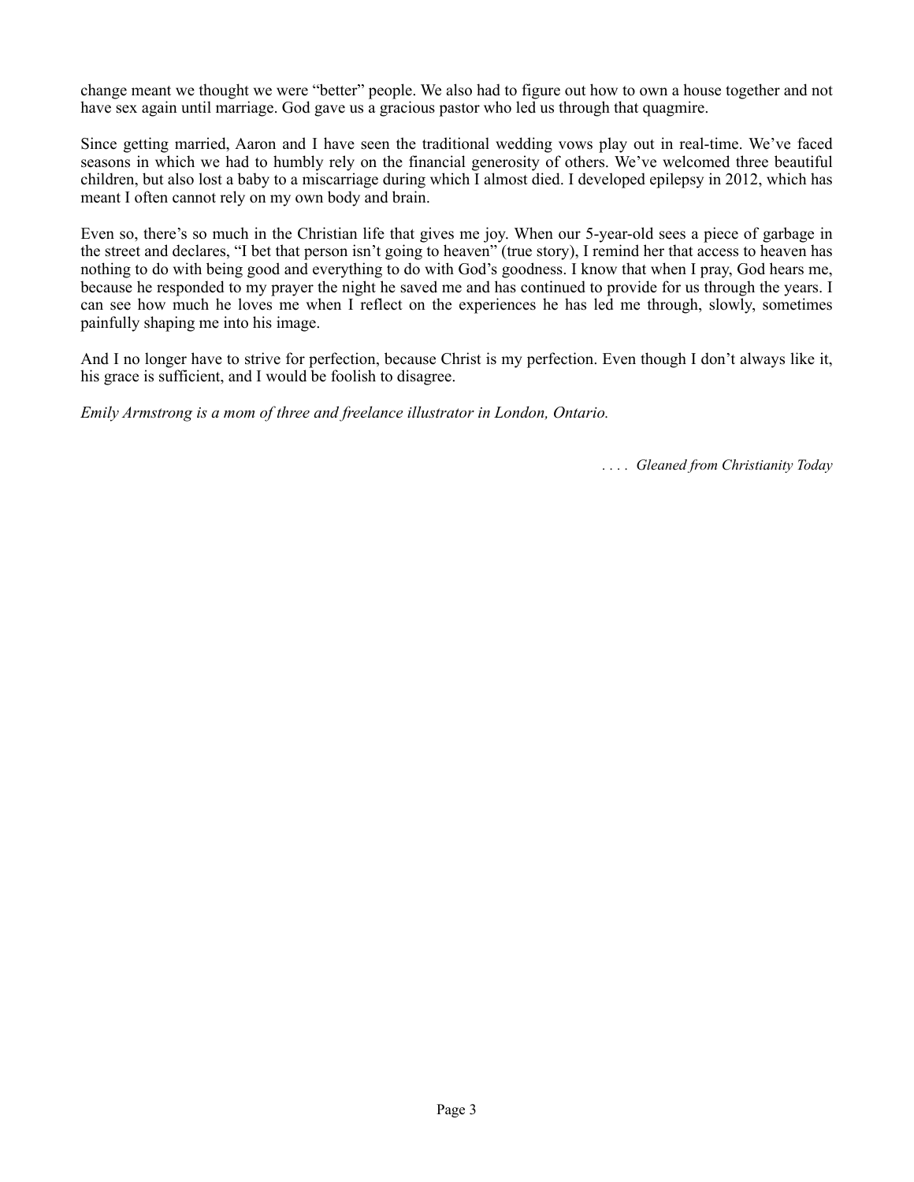change meant we thought we were "better" people. We also had to figure out how to own a house together and not have sex again until marriage. God gave us a gracious pastor who led us through that quagmire.

Since getting married, Aaron and I have seen the traditional wedding vows play out in real-time. We've faced seasons in which we had to humbly rely on the financial generosity of others. We've welcomed three beautiful children, but also lost a baby to a miscarriage during which I almost died. I developed epilepsy in 2012, which has meant I often cannot rely on my own body and brain.

Even so, there's so much in the Christian life that gives me joy. When our 5-year-old sees a piece of garbage in the street and declares, "I bet that person isn't going to heaven" (true story), I remind her that access to heaven has nothing to do with being good and everything to do with God's goodness. I know that when I pray, God hears me, because he responded to my prayer the night he saved me and has continued to provide for us through the years. I can see how much he loves me when I reflect on the experiences he has led me through, slowly, sometimes painfully shaping me into his image.

And I no longer have to strive for perfection, because Christ is my perfection. Even though I don't always like it, his grace is sufficient, and I would be foolish to disagree.

*Emily Armstrong is a mom of three and freelance illustrator in London, Ontario.*

. . . . *Gleaned from Christianity Today*